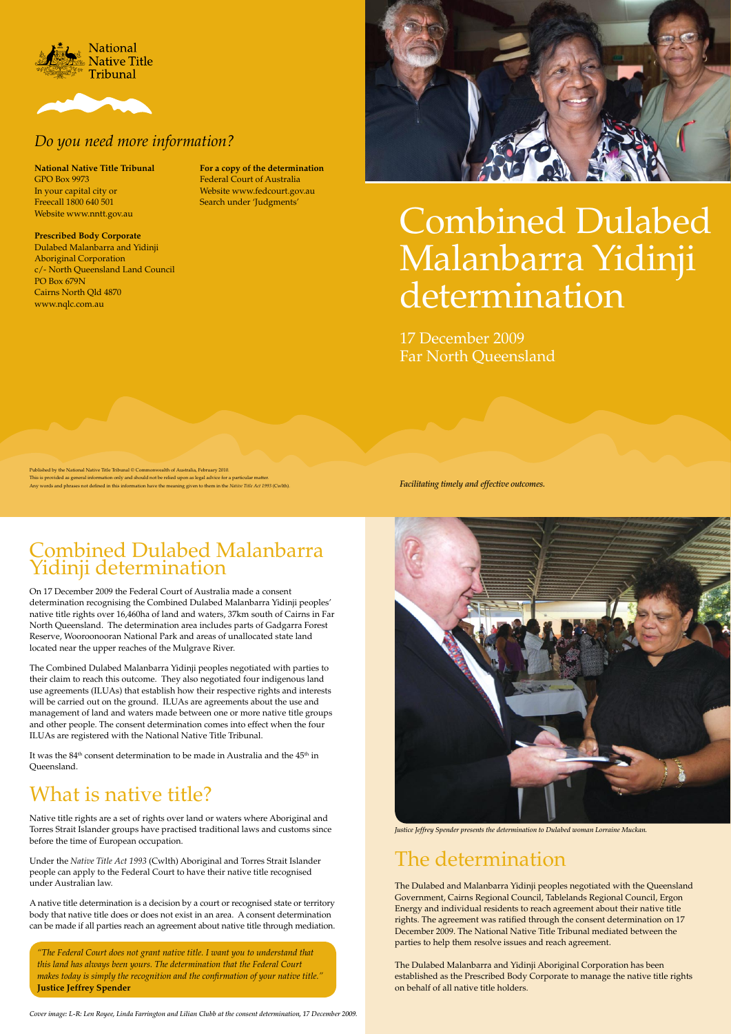National Native Title Tribunal

## *Do you need more information?*

**National Native Title Tribunal**
GPO Box 9973
In your capital city or
Freecall 1800 640 501
Website www.nntt.gov.au

**Prescribed Body Corporate**
Dulabed Malanbarra and Yidinji Aboriginal Corporation
c/- North Queensland Land Council
PO Box 679N
Cairns North Qld 4870
www.nqlc.com.au

**For a copy of the determination**
Federal Court of Australia
Website www.fedcourt.gov.au
Search under 'Judgments'

# Combined Dulabed Malanbarra Yidinji determination

17 December 2009
Far North Queensland

Published by the National Native Title Tribunal © Commonwealth of Australia, February 2010.
This is provided as general information only and should not be relied upon as legal advice for a particular matter.
Any words and phrases not defined in this information have the meaning given to them in the *Native Title Act 1993* (Cwlth).

*Facilitating timely and effective outcomes.*

## Combined Dulabed Malanbarra Yidinji determination

On 17 December 2009 the Federal Court of Australia made a consent determination recognising the Combined Dulabed Malanbarra Yidinji peoples' native title rights over 16,460ha of land and waters, 37km south of Cairns in Far North Queensland. The determination area includes parts of Gadgarra Forest Reserve, Wooroonooran National Park and areas of unallocated state land located near the upper reaches of the Mulgrave River.

The Combined Dulabed Malanbarra Yidinji peoples negotiated with parties to their claim to reach this outcome. They also negotiated four indigenous land use agreements (ILUAs) that establish how their respective rights and interests will be carried out on the ground. ILUAs are agreements about the use and management of land and waters made between one or more native title groups and other people. The consent determination comes into effect when the four ILUAs are registered with the National Native Title Tribunal.

It was the 84th consent determination to be made in Australia and the 45th in Queensland.

## What is native title?

Native title rights are a set of rights over land or waters where Aboriginal and Torres Strait Islander groups have practised traditional laws and customs since before the time of European occupation.

Under the *Native Title Act 1993* (Cwlth) Aboriginal and Torres Strait Islander people can apply to the Federal Court to have their native title recognised under Australian law.

A native title determination is a decision by a court or recognised state or territory body that native title does or does not exist in an area. A consent determination can be made if all parties reach an agreement about native title through mediation.

> *"The Federal Court does not grant native title. I want you to understand that this land has always been yours. The determination that the Federal Court makes today is simply the recognition and the confirmation of your native title."*
> **Justice Jeffrey Spender**

*Cover image: L-R: Len Royee, Linda Farrington and Lilian Clubb at the consent determination, 17 December 2009.*

*Justice Jeffrey Spender presents the determination to Dulabed woman Lorraine Muckan.*

## The determination

The Dulabed and Malanbarra Yidinji peoples negotiated with the Queensland Government, Cairns Regional Council, Tablelands Regional Council, Ergon Energy and individual residents to reach agreement about their native title rights. The agreement was ratified through the consent determination on 17 December 2009. The National Native Title Tribunal mediated between the parties to help them resolve issues and reach agreement.

The Dulabed Malanbarra and Yidinji Aboriginal Corporation has been established as the Prescribed Body Corporate to manage the native title rights on behalf of all native title holders.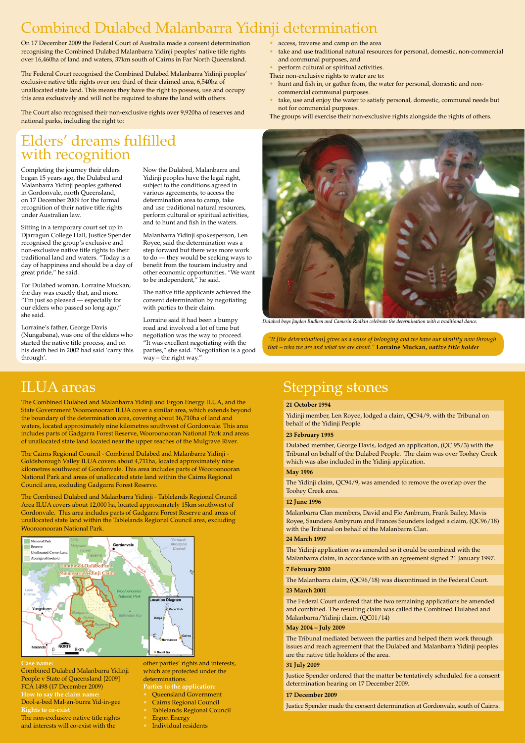# Combined Dulabed Malanbarra Yidinji determination

On 17 December 2009 the Federal Court of Australia made a consent determination recognising the Combined Dulabed Malanbarra Yidinji peoples' native title rights over 16,460ha of land and waters, 37km south of Cairns in Far North Queensland.

The Federal Court recognised the Combined Dulabed Malanbarra Yidinji peoples' exclusive native title rights over one third of their claimed area, 6,540ha of unallocated state land. This means they have the right to possess, use and occupy this area exclusively and will not be required to share the land with others.

The Court also recognised their non-exclusive rights over 9,920ha of reserves and national parks, including the right to:

- access, traverse and camp on the area
- take and use traditional natural resources for personal, domestic, non-commercial and communal purposes, and
- perform cultural or spiritual activities.

Their non-exclusive rights to water are to:

- hunt and fish in, or gather from, the water for personal, domestic and non-commercial communal purposes.
- take, use and enjoy the water to satisfy personal, domestic, communal needs but not for commercial purposes.

The groups will exercise their non-exclusive rights alongside the rights of others.

## Elders' dreams fulfilled with recognition

Completing the journey their elders began 15 years ago, the Dulabed and Malanbarra Yidinji peoples gathered in Gordonvale, north Queensland, on 17 December 2009 for the formal recognition of their native title rights under Australian law.

Sitting in a temporary court set up in Djarragun College Hall, Justice Spender recognised the group's exclusive and non-exclusive native title rights to their traditional land and waters. "Today is a day of happiness and should be a day of great pride," he said.

For Dulabed woman, Lorraine Muckan, the day was exactly that, and more. "I'm just so pleased — especially for our elders who passed so long ago," she said.

Lorraine's father, George Davis (Nungabana), was one of the elders who started the native title process, and on his death bed in 2002 had said 'carry this through'.

Now the Dulabed, Malanbarra and Yidinji peoples have the legal right, subject to the conditions agreed in various agreements, to access the determination area to camp, take and use traditional natural resources, perform cultural or spiritual activities, and to hunt and fish in the waters.

Malanbarra Yidinji spokesperson, Len Royee, said the determination was a step forward but there was more work to do — they would be seeking ways to benefit from the tourism industry and other economic opportunities. "We want to be independent," he said.

The native title applicants achieved the consent determination by negotiating with parties to their claim.

Lorraine said it had been a bumpy road and involved a lot of time but negotiation was the way to proceed. "It was excellent negotiating with the parties," she said. "Negotiation is a good way – the right way."

*Dulabed boys Jayden Rudken and Camerin Rudkin celebrate the determination with a traditional dance.*

*"It [the determination] gives us a sense of belonging and we have our identity now through that – who we are and what we are about."* **Lorraine Muckan,** ***native title holder***

## ILUA areas

The Combined Dulabed and Malanbarra Yidinji and Ergon Energy ILUA, and the State Government Wooroonooran ILUA cover a similar area, which extends beyond the boundary of the determination area, covering about 16,710ha of land and waters, located approximately nine kilometres southwest of Gordonvale. This area includes parts of Gadgarra Forest Reserve, Wooroonooran National Park and areas of unallocated state land located near the upper reaches of the Mulgrave River.

The Cairns Regional Council - Combined Dulabed and Malanbarra Yidinji - Goldsborough Valley ILUA covers about 4,711ha, located approximately nine kilometres southwest of Gordonvale. This area includes parts of Wooroonooran National Park and areas of unallocated state land within the Cairns Regional Council area, excluding Gadgarra Forest Reserve.

The Combined Dulabed and Malanbarra Yidinji - Tablelands Regional Council Area ILUA covers about 12,000 ha, located approximately 15km southwest of Gordonvale. This area includes parts of Gadgarra Forest Reserve and areas of unallocated state land within the Tablelands Regional Council area, excluding Wooroonooran National Park.

National Park
Reserve
Unallocated Crown Land
Aboriginal freehold
Little Mulgrave Forest Reserve
Gordonvale
Yarrabah Aboriginal Council
Combined Dulabed and Malanbarra Yidinji Claim
Bruce Hwy
Lake Tinaroo
Wooroonooran National Park
Yungaburra
Gadgarra Forest Reserve
Bellenden Ker
Location Diagram
Cape York
Weipa
Cairns
Normanton
Mount Isa
Malanda
NORTH
0 8km

**Case name:**
Combined Dulabed Malanbarra Yidinji People v State of Queensland [2009] FCA 1498 (17 December 2009)

**How to say the claim name:**
Dool-a-bed Mal-an-burra Yid-in-gee

**Rights to co-exist**
The non-exclusive native title rights and interests will co-exist with the other parties' rights and interests, which are protected under the determinations.

**Parties to the application:**

- Queensland Government
- Cairns Regional Council
- Tablelands Regional Council
- Ergon Energy
- Individual residents

## Stepping stones

**21 October 1994**

Yidinji member, Len Royee, lodged a claim, QC94/9, with the Tribunal on behalf of the Yidinji People.

**23 February 1995**

Dulabed member, George Davis, lodged an application, (QC 95/3) with the Tribunal on behalf of the Dulabed People. The claim was over Toohey Creek which was also included in the Yidinji application.

**May 1996**

The Yidinji claim, QC94/9, was amended to remove the overlap over the Toohey Creek area.

**12 June 1996**

Malanbarra Clan members, David and Flo Ambrum, Frank Bailey, Mavis Royee, Saunders Ambyrum and Frances Saunders lodged a claim, (QC96/18) with the Tribunal on behalf of the Malanbarra Clan.

**24 March 1997**

The Yidinji application was amended so it could be combined with the Malanbarra claim, in accordance with an agreement signed 21 January 1997.

**7 February 2000**

The Malanbarra claim, (QC96/18) was discontinued in the Federal Court.

**23 March 2001**

The Federal Court ordered that the two remaining applications be amended and combined. The resulting claim was called the Combined Dulabed and Malanbarra/Yidinji claim. (QC01/14)

**May 2004 – July 2009**

The Tribunal mediated between the parties and helped them work through issues and reach agreement that the Dulabed and Malanbarra Yidinji peoples are the native title holders of the area.

**31 July 2009**

Justice Spender ordered that the matter be tentatively scheduled for a consent determination hearing on 17 December 2009.

**17 December 2009**

Justice Spender made the consent determination at Gordonvale, south of Cairns.